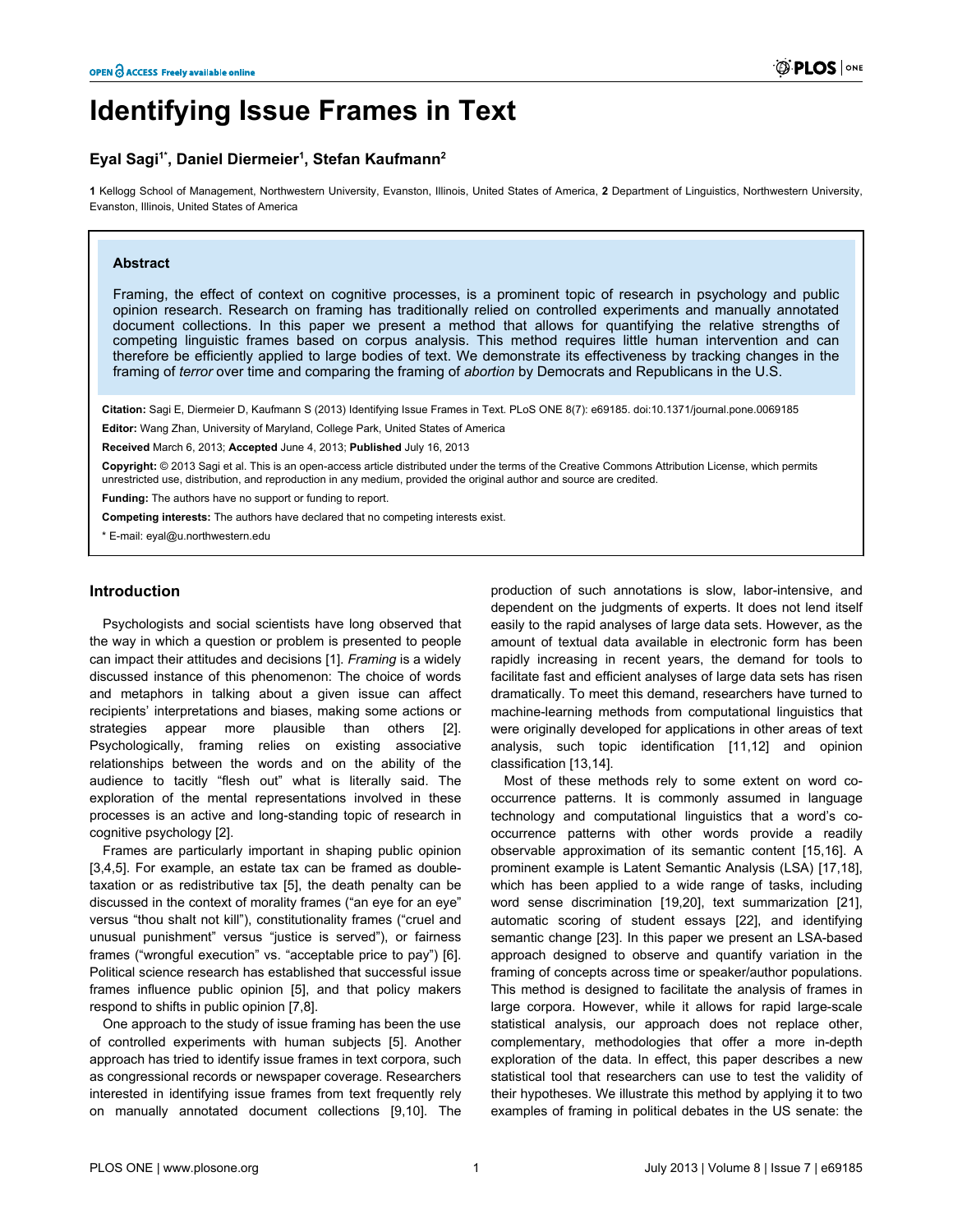# Identifying Issue Frames in Text

**Eyal Sagi[1*], Daniel Diermeier[1], Stefan Kaufmann[2]**

**1** Kellogg School of Management, Northwestern University, Evanston, Illinois, United States of America, **2** Department of Linguistics, Northwestern University, Evanston, Illinois, United States of America

## Abstract

Framing, the effect of context on cognitive processes, is a prominent topic of research in psychology and public opinion research. Research on framing has traditionally relied on controlled experiments and manually annotated document collections. In this paper we present a method that allows for quantifying the relative strengths of competing linguistic frames based on corpus analysis. This method requires little human intervention and can therefore be efficiently applied to large bodies of text. We demonstrate its effectiveness by tracking changes in the framing of *terror* over time and comparing the framing of *abortion* by Democrats and Republicans in the U.S.

**Citation:** Sagi E, Diermeier D, Kaufmann S (2013) Identifying Issue Frames in Text. PLoS ONE 8(7): e69185. doi:10.1371/journal.pone.0069185

**Editor:** Wang Zhan, University of Maryland, College Park, United States of America

**Received** March 6, 2013; **Accepted** June 4, 2013; **Published** July 16, 2013

**Copyright:** © 2013 Sagi et al. This is an open-access article distributed under the terms of the Creative Commons Attribution License, which permits unrestricted use, distribution, and reproduction in any medium, provided the original author and source are credited.

**Funding:** The authors have no support or funding to report.

**Competing interests:** The authors have declared that no competing interests exist.

\* E-mail: eyal@u.northwestern.edu

## Introduction

Psychologists and social scientists have long observed that the way in which a question or problem is presented to people can impact their attitudes and decisions [1]. *Framing* is a widely discussed instance of this phenomenon: The choice of words and metaphors in talking about a given issue can affect recipients' interpretations and biases, making some actions or strategies appear more plausible than others [2]. Psychologically, framing relies on existing associative relationships between the words and on the ability of the audience to tacitly "flesh out" what is literally said. The exploration of the mental representations involved in these processes is an active and long-standing topic of research in cognitive psychology [2].

Frames are particularly important in shaping public opinion [3,4,5]. For example, an estate tax can be framed as double-taxation or as redistributive tax [5], the death penalty can be discussed in the context of morality frames ("an eye for an eye" versus "thou shalt not kill"), constitutionality frames ("cruel and unusual punishment" versus "justice is served"), or fairness frames ("wrongful execution" vs. "acceptable price to pay") [6]. Political science research has established that successful issue frames influence public opinion [5], and that policy makers respond to shifts in public opinion [7,8].

One approach to the study of issue framing has been the use of controlled experiments with human subjects [5]. Another approach has tried to identify issue frames in text corpora, such as congressional records or newspaper coverage. Researchers interested in identifying issue frames from text frequently rely on manually annotated document collections [9,10]. The production of such annotations is slow, labor-intensive, and dependent on the judgments of experts. It does not lend itself easily to the rapid analyses of large data sets. However, as the amount of textual data available in electronic form has been rapidly increasing in recent years, the demand for tools to facilitate fast and efficient analyses of large data sets has risen dramatically. To meet this demand, researchers have turned to machine-learning methods from computational linguistics that were originally developed for applications in other areas of text analysis, such topic identification [11,12] and opinion classification [13,14].

Most of these methods rely to some extent on word co-occurrence patterns. It is commonly assumed in language technology and computational linguistics that a word's co-occurrence patterns with other words provide a readily observable approximation of its semantic content [15,16]. A prominent example is Latent Semantic Analysis (LSA) [17,18], which has been applied to a wide range of tasks, including word sense discrimination [19,20], text summarization [21], automatic scoring of student essays [22], and identifying semantic change [23]. In this paper we present an LSA-based approach designed to observe and quantify variation in the framing of concepts across time or speaker/author populations. This method is designed to facilitate the analysis of frames in large corpora. However, while it allows for rapid large-scale statistical analysis, our approach does not replace other, complementary, methodologies that offer a more in-depth exploration of the data. In effect, this paper describes a new statistical tool that researchers can use to test the validity of their hypotheses. We illustrate this method by applying it to two examples of framing in political debates in the US senate: the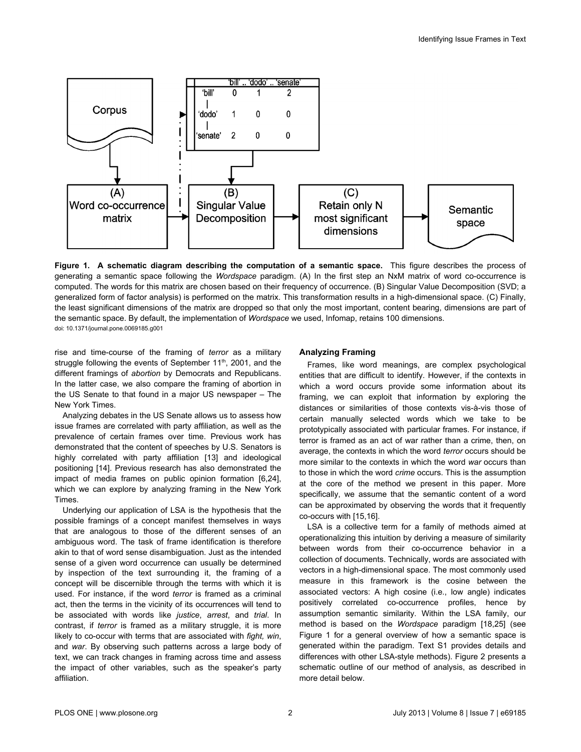**Figure 1. A schematic diagram describing the computation of a semantic space.** This figure describes the process of generating a semantic space following the *Wordspace* paradigm. (A) In the first step an NxM matrix of word co-occurrence is computed. The words for this matrix are chosen based on their frequency of occurrence. (B) Singular Value Decomposition (SVD; a generalized form of factor analysis) is performed on the matrix. This transformation results in a high-dimensional space. (C) Finally, the least significant dimensions of the matrix are dropped so that only the most important, content bearing, dimensions are part of the semantic space. By default, the implementation of *Wordspace* we used, Infomap, retains 100 dimensions.
doi: 10.1371/journal.pone.0069185.g001

rise and time-course of the framing of *terror* as a military struggle following the events of September 11th, 2001, and the different framings of *abortion* by Democrats and Republicans. In the latter case, we also compare the framing of abortion in the US Senate to that found in a major US newspaper – The New York Times.

Analyzing debates in the US Senate allows us to assess how issue frames are correlated with party affiliation, as well as the prevalence of certain frames over time. Previous work has demonstrated that the content of speeches by U.S. Senators is highly correlated with party affiliation [13] and ideological positioning [14]. Previous research has also demonstrated the impact of media frames on public opinion formation [6,24], which we can explore by analyzing framing in the New York Times.

Underlying our application of LSA is the hypothesis that the possible framings of a concept manifest themselves in ways that are analogous to those of the different senses of an ambiguous word. The task of frame identification is therefore akin to that of word sense disambiguation. Just as the intended sense of a given word occurrence can usually be determined by inspection of the text surrounding it, the framing of a concept will be discernible through the terms with which it is used. For instance, if the word *terror* is framed as a criminal act, then the terms in the vicinity of its occurrences will tend to be associated with words like *justice*, *arrest*, and *trial*. In contrast, if *terror* is framed as a military struggle, it is more likely to co-occur with terms that are associated with *fight, win*, and *war*. By observing such patterns across a large body of text, we can track changes in framing across time and assess the impact of other variables, such as the speaker's party affiliation.

### Analyzing Framing

Frames, like word meanings, are complex psychological entities that are difficult to identify. However, if the contexts in which a word occurs provide some information about its framing, we can exploit that information by exploring the distances or similarities of those contexts vis-à-vis those of certain manually selected words which we take to be prototypically associated with particular frames. For instance, if terror is framed as an act of war rather than a crime, then, on average, the contexts in which the word *terror* occurs should be more similar to the contexts in which the word *war* occurs than to those in which the word *crime* occurs. This is the assumption at the core of the method we present in this paper. More specifically, we assume that the semantic content of a word can be approximated by observing the words that it frequently co-occurs with [15,16].

LSA is a collective term for a family of methods aimed at operationalizing this intuition by deriving a measure of similarity between words from their co-occurrence behavior in a collection of documents. Technically, words are associated with vectors in a high-dimensional space. The most commonly used measure in this framework is the cosine between the associated vectors: A high cosine (i.e., low angle) indicates positively correlated co-occurrence profiles, hence by assumption semantic similarity. Within the LSA family, our method is based on the *Wordspace* paradigm [18,25] (see Figure 1 for a general overview of how a semantic space is generated within the paradigm. Text S1 provides details and differences with other LSA-style methods). Figure 2 presents a schematic outline of our method of analysis, as described in more detail below.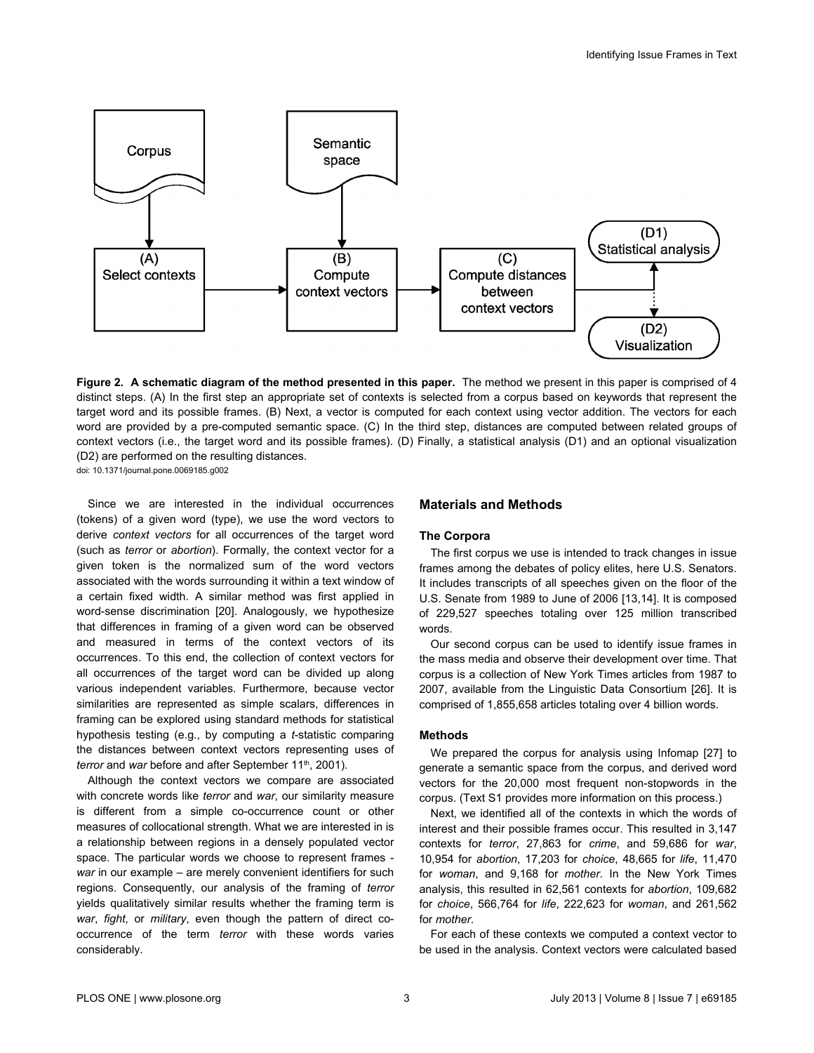**Figure 2. A schematic diagram of the method presented in this paper.** The method we present in this paper is comprised of 4 distinct steps. (A) In the first step an appropriate set of contexts is selected from a corpus based on keywords that represent the target word and its possible frames. (B) Next, a vector is computed for each context using vector addition. The vectors for each word are provided by a pre-computed semantic space. (C) In the third step, distances are computed between related groups of context vectors (i.e., the target word and its possible frames). (D) Finally, a statistical analysis (D1) and an optional visualization (D2) are performed on the resulting distances.

doi: 10.1371/journal.pone.0069185.g002

Since we are interested in the individual occurrences (tokens) of a given word (type), we use the word vectors to derive *context vectors* for all occurrences of the target word (such as *terror* or *abortion*). Formally, the context vector for a given token is the normalized sum of the word vectors associated with the words surrounding it within a text window of a certain fixed width. A similar method was first applied in word-sense discrimination [20]. Analogously, we hypothesize that differences in framing of a given word can be observed and measured in terms of the context vectors of its occurrences. To this end, the collection of context vectors for all occurrences of the target word can be divided up along various independent variables. Furthermore, because vector similarities are represented as simple scalars, differences in framing can be explored using standard methods for statistical hypothesis testing (e.g., by computing a *t*-statistic comparing the distances between context vectors representing uses of *terror* and *war* before and after September 11th, 2001).

Although the context vectors we compare are associated with concrete words like *terror* and *war*, our similarity measure is different from a simple co-occurrence count or other measures of collocational strength. What we are interested in is a relationship between regions in a densely populated vector space. The particular words we choose to represent frames - *war* in our example – are merely convenient identifiers for such regions. Consequently, our analysis of the framing of *terror* yields qualitatively similar results whether the framing term is *war*, *fight*, or *military*, even though the pattern of direct co-occurrence of the term *terror* with these words varies considerably.

## Materials and Methods

### The Corpora

The first corpus we use is intended to track changes in issue frames among the debates of policy elites, here U.S. Senators. It includes transcripts of all speeches given on the floor of the U.S. Senate from 1989 to June of 2006 [13,14]. It is composed of 229,527 speeches totaling over 125 million transcribed words.

Our second corpus can be used to identify issue frames in the mass media and observe their development over time. That corpus is a collection of New York Times articles from 1987 to 2007, available from the Linguistic Data Consortium [26]. It is comprised of 1,855,658 articles totaling over 4 billion words.

### Methods

We prepared the corpus for analysis using Infomap [27] to generate a semantic space from the corpus, and derived word vectors for the 20,000 most frequent non-stopwords in the corpus. (Text S1 provides more information on this process.)

Next, we identified all of the contexts in which the words of interest and their possible frames occur. This resulted in 3,147 contexts for *terror*, 27,863 for *crime*, and 59,686 for *war*, 10,954 for *abortion*, 17,203 for *choice*, 48,665 for *life*, 11,470 for *woman*, and 9,168 for *mother*. In the New York Times analysis, this resulted in 62,561 contexts for *abortion*, 109,682 for *choice*, 566,764 for *life*, 222,623 for *woman*, and 261,562 for *mother*.

For each of these contexts we computed a context vector to be used in the analysis. Context vectors were calculated based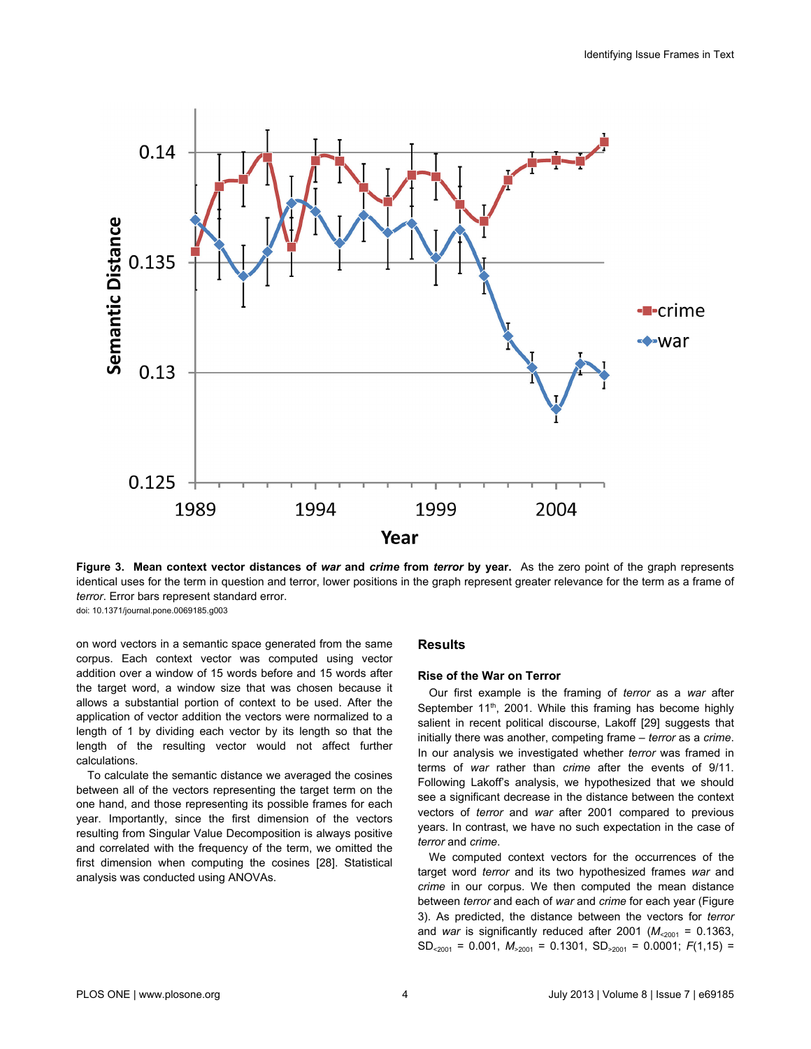**Figure 3. Mean context vector distances of *war* and *crime* from *terror* by year.** As the zero point of the graph represents identical uses for the term in question and terror, lower positions in the graph represent greater relevance for the term as a frame of *terror*. Error bars represent standard error.

doi: 10.1371/journal.pone.0069185.g003

on word vectors in a semantic space generated from the same corpus. Each context vector was computed using vector addition over a window of 15 words before and 15 words after the target word, a window size that was chosen because it allows a substantial portion of context to be used. After the application of vector addition the vectors were normalized to a length of 1 by dividing each vector by its length so that the length of the resulting vector would not affect further calculations.

To calculate the semantic distance we averaged the cosines between all of the vectors representing the target term on the one hand, and those representing its possible frames for each year. Importantly, since the first dimension of the vectors resulting from Singular Value Decomposition is always positive and correlated with the frequency of the term, we omitted the first dimension when computing the cosines [28]. Statistical analysis was conducted using ANOVAs.

## Results

### Rise of the War on Terror

Our first example is the framing of *terror* as a *war* after September 11th, 2001. While this framing has become highly salient in recent political discourse, Lakoff [29] suggests that initially there was another, competing frame – *terror* as a *crime*. In our analysis we investigated whether *terror* was framed in terms of *war* rather than *crime* after the events of 9/11. Following Lakoff's analysis, we hypothesized that we should see a significant decrease in the distance between the context vectors of *terror* and *war* after 2001 compared to previous years. In contrast, we have no such expectation in the case of *terror* and *crime*.

We computed context vectors for the occurrences of the target word *terror* and its two hypothesized frames *war* and *crime* in our corpus. We then computed the mean distance between *terror* and each of *war* and *crime* for each year (Figure 3). As predicted, the distance between the vectors for *terror* and *war* is significantly reduced after 2001 ($M_{<2001}$ = 0.1363, $SD_{<2001}$ = 0.001, $M_{>2001}$ = 0.1301, $SD_{>2001}$ = 0.0001; $F(1,15)$ =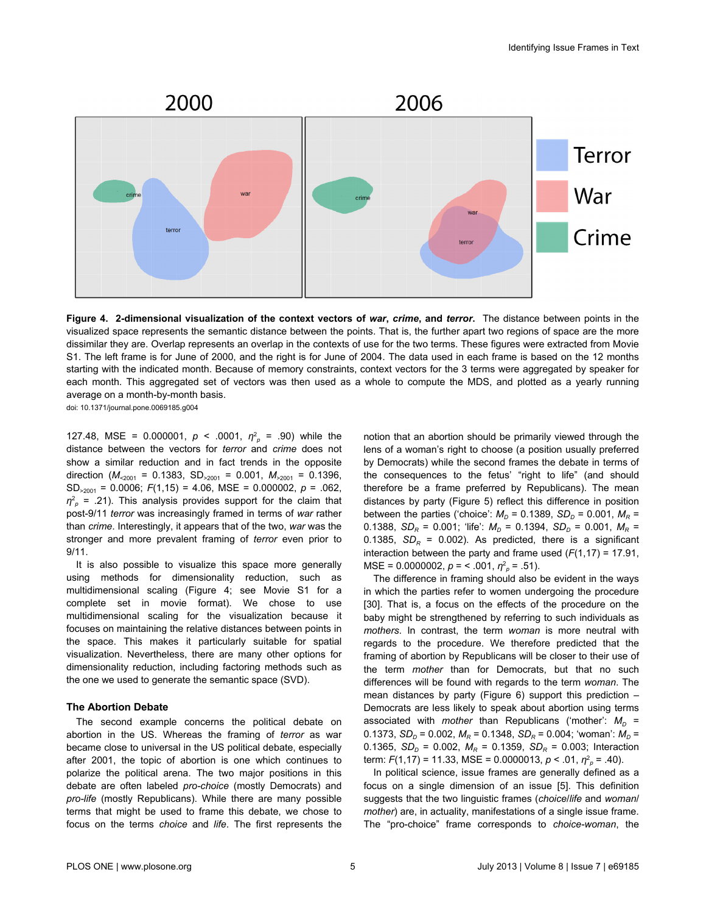**Figure 4. 2-dimensional visualization of the context vectors of *war*, *crime*, and *terror*.** The distance between points in the visualized space represents the semantic distance between the points. That is, the further apart two regions of space are the more dissimilar they are. Overlap represents an overlap in the contexts of use for the two terms. These figures were extracted from Movie S1. The left frame is for June of 2000, and the right is for June of 2004. The data used in each frame is based on the 12 months starting with the indicated month. Because of memory constraints, context vectors for the 3 terms were aggregated by speaker for each month. This aggregated set of vectors was then used as a whole to compute the MDS, and plotted as a yearly running average on a month-by-month basis.

doi: 10.1371/journal.pone.0069185.g004

127.48, MSE = 0.000001, $p < .0001$, $\eta^2_p = .90$) while the distance between the vectors for *terror* and *crime* does not show a similar reduction and in fact trends in the opposite direction ($M_{<2001} = 0.1383$, $SD_{>2001} = 0.001$, $M_{>2001} = 0.1396$, $SD_{>2001} = 0.0006$; $F(1,15) = 4.06$, MSE = 0.000002, $p = .062$, $\eta^2_p = .21$). This analysis provides support for the claim that post-9/11 *terror* was increasingly framed in terms of *war* rather than *crime*. Interestingly, it appears that of the two, *war* was the stronger and more prevalent framing of *terror* even prior to 9/11.

It is also possible to visualize this space more generally using methods for dimensionality reduction, such as multidimensional scaling (Figure 4; see Movie S1 for a complete set in movie format). We chose to use multidimensional scaling for the visualization because it focuses on maintaining the relative distances between points in the space. This makes it particularly suitable for spatial visualization. Nevertheless, there are many other options for dimensionality reduction, including factoring methods such as the one we used to generate the semantic space (SVD).

### The Abortion Debate

The second example concerns the political debate on abortion in the US. Whereas the framing of *terror* as war became close to universal in the US political debate, especially after 2001, the topic of abortion is one which continues to polarize the political arena. The two major positions in this debate are often labeled *pro-choice* (mostly Democrats) and *pro-life* (mostly Republicans). While there are many possible terms that might be used to frame this debate, we chose to focus on the terms *choice* and *life*. The first represents the notion that an abortion should be primarily viewed through the lens of a woman's right to choose (a position usually preferred by Democrats) while the second frames the debate in terms of the consequences to the fetus' "right to life" (and should therefore be a frame preferred by Republicans). The mean distances by party (Figure 5) reflect this difference in position between the parties ('choice': $M_D = 0.1389$, $SD_D = 0.001$, $M_R = 0.1388$, $SD_R = 0.001$; 'life': $M_D = 0.1394$, $SD_D = 0.001$, $M_R = 0.1385$, $SD_R = 0.002$). As predicted, there is a significant interaction between the party and frame used ($F(1,17) = 17.91$, MSE = 0.0000002, $p = < .001$, $\eta^2_p = .51$).

The difference in framing should also be evident in the ways in which the parties refer to women undergoing the procedure [30]. That is, a focus on the effects of the procedure on the baby might be strengthened by referring to such individuals as *mothers*. In contrast, the term *woman* is more neutral with regards to the procedure. We therefore predicted that the framing of abortion by Republicans will be closer to their use of the term *mother* than for Democrats, but that no such differences will be found with regards to the term *woman*. The mean distances by party (Figure 6) support this prediction – Democrats are less likely to speak about abortion using terms associated with *mother* than Republicans ('mother': $M_D = 0.1373$, $SD_D = 0.002$, $M_R = 0.1348$, $SD_R = 0.004$; 'woman': $M_D = 0.1365$, $SD_D = 0.002$, $M_R = 0.1359$, $SD_R = 0.003$; Interaction term: $F(1,17) = 11.33$, MSE = 0.0000013, $p < .01$, $\eta^2_p = .40$).

In political science, issue frames are generally defined as a focus on a single dimension of an issue [5]. This definition suggests that the two linguistic frames (*choice*/*life* and *woman*/*mother*) are, in actuality, manifestations of a single issue frame. The "pro-choice" frame corresponds to *choice*-*woman*, the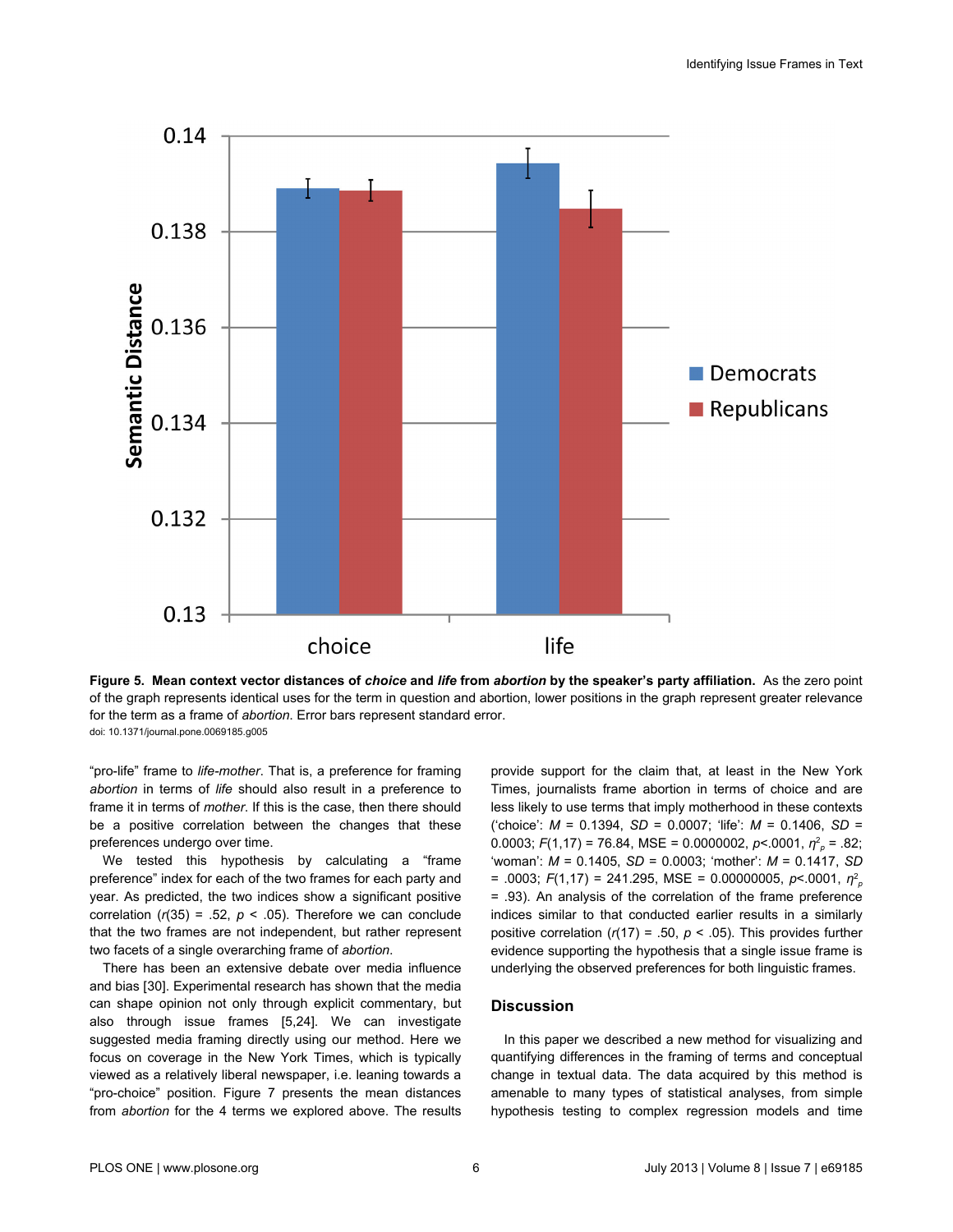**Figure 5. Mean context vector distances of *choice* and *life* from *abortion* by the speaker's party affiliation.** As the zero point of the graph represents identical uses for the term in question and abortion, lower positions in the graph represent greater relevance for the term as a frame of *abortion*. Error bars represent standard error.
doi: 10.1371/journal.pone.0069185.g005

"pro-life" frame to *life-mother*. That is, a preference for framing *abortion* in terms of *life* should also result in a preference to frame it in terms of *mother*. If this is the case, then there should be a positive correlation between the changes that these preferences undergo over time.

We tested this hypothesis by calculating a "frame preference" index for each of the two frames for each party and year. As predicted, the two indices show a significant positive correlation ($r(35) = .52$, $p < .05$). Therefore we can conclude that the two frames are not independent, but rather represent two facets of a single overarching frame of *abortion*.

There has been an extensive debate over media influence and bias [30]. Experimental research has shown that the media can shape opinion not only through explicit commentary, but also through issue frames [5,24]. We can investigate suggested media framing directly using our method. Here we focus on coverage in the New York Times, which is typically viewed as a relatively liberal newspaper, i.e. leaning towards a "pro-choice" position. Figure 7 presents the mean distances from *abortion* for the 4 terms we explored above. The results provide support for the claim that, at least in the New York Times, journalists frame abortion in terms of choice and are less likely to use terms that imply motherhood in these contexts ('choice': $M = 0.1394$, $SD = 0.0007$; 'life': $M = 0.1406$, $SD = 0.0003$; $F(1,17) = 76.84$, MSE = 0.0000002, $p<.0001$, $\eta^2_p = .82$; 'woman': $M = 0.1405$, $SD = 0.0003$; 'mother': $M = 0.1417$, $SD = .0003$; $F(1,17) = 241.295$, MSE = 0.00000005, $p<.0001$, $\eta^2_p = .93$). An analysis of the correlation of the frame preference indices similar to that conducted earlier results in a similarly positive correlation ($r(17) = .50$, $p < .05$). This provides further evidence supporting the hypothesis that a single issue frame is underlying the observed preferences for both linguistic frames.

## Discussion

In this paper we described a new method for visualizing and quantifying differences in the framing of terms and conceptual change in textual data. The data acquired by this method is amenable to many types of statistical analyses, from simple hypothesis testing to complex regression models and time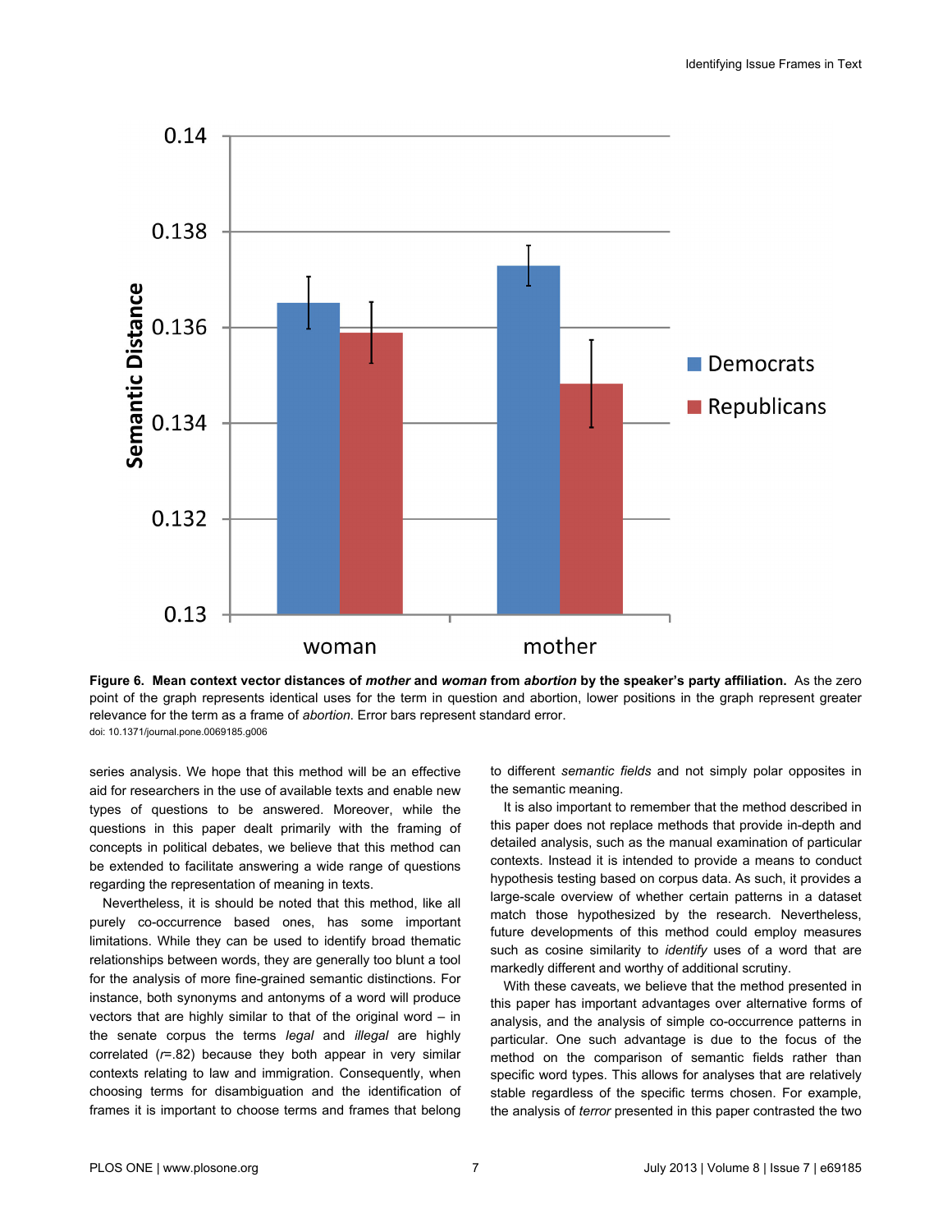**Figure 6. Mean context vector distances of *mother* and *woman* from *abortion* by the speaker's party affiliation.** As the zero point of the graph represents identical uses for the term in question and abortion, lower positions in the graph represent greater relevance for the term as a frame of *abortion*. Error bars represent standard error.
doi: 10.1371/journal.pone.0069185.g006

series analysis. We hope that this method will be an effective aid for researchers in the use of available texts and enable new types of questions to be answered. Moreover, while the questions in this paper dealt primarily with the framing of concepts in political debates, we believe that this method can be extended to facilitate answering a wide range of questions regarding the representation of meaning in texts.

Nevertheless, it is should be noted that this method, like all purely co-occurrence based ones, has some important limitations. While they can be used to identify broad thematic relationships between words, they are generally too blunt a tool for the analysis of more fine-grained semantic distinctions. For instance, both synonyms and antonyms of a word will produce vectors that are highly similar to that of the original word – in the senate corpus the terms *legal* and *illegal* are highly correlated ($r$=.82) because they both appear in very similar contexts relating to law and immigration. Consequently, when choosing terms for disambiguation and the identification of frames it is important to choose terms and frames that belong to different *semantic fields* and not simply polar opposites in the semantic meaning.

It is also important to remember that the method described in this paper does not replace methods that provide in-depth and detailed analysis, such as the manual examination of particular contexts. Instead it is intended to provide a means to conduct hypothesis testing based on corpus data. As such, it provides a large-scale overview of whether certain patterns in a dataset match those hypothesized by the research. Nevertheless, future developments of this method could employ measures such as cosine similarity to *identify* uses of a word that are markedly different and worthy of additional scrutiny.

With these caveats, we believe that the method presented in this paper has important advantages over alternative forms of analysis, and the analysis of simple co-occurrence patterns in particular. One such advantage is due to the focus of the method on the comparison of semantic fields rather than specific word types. This allows for analyses that are relatively stable regardless of the specific terms chosen. For example, the analysis of *terror* presented in this paper contrasted the two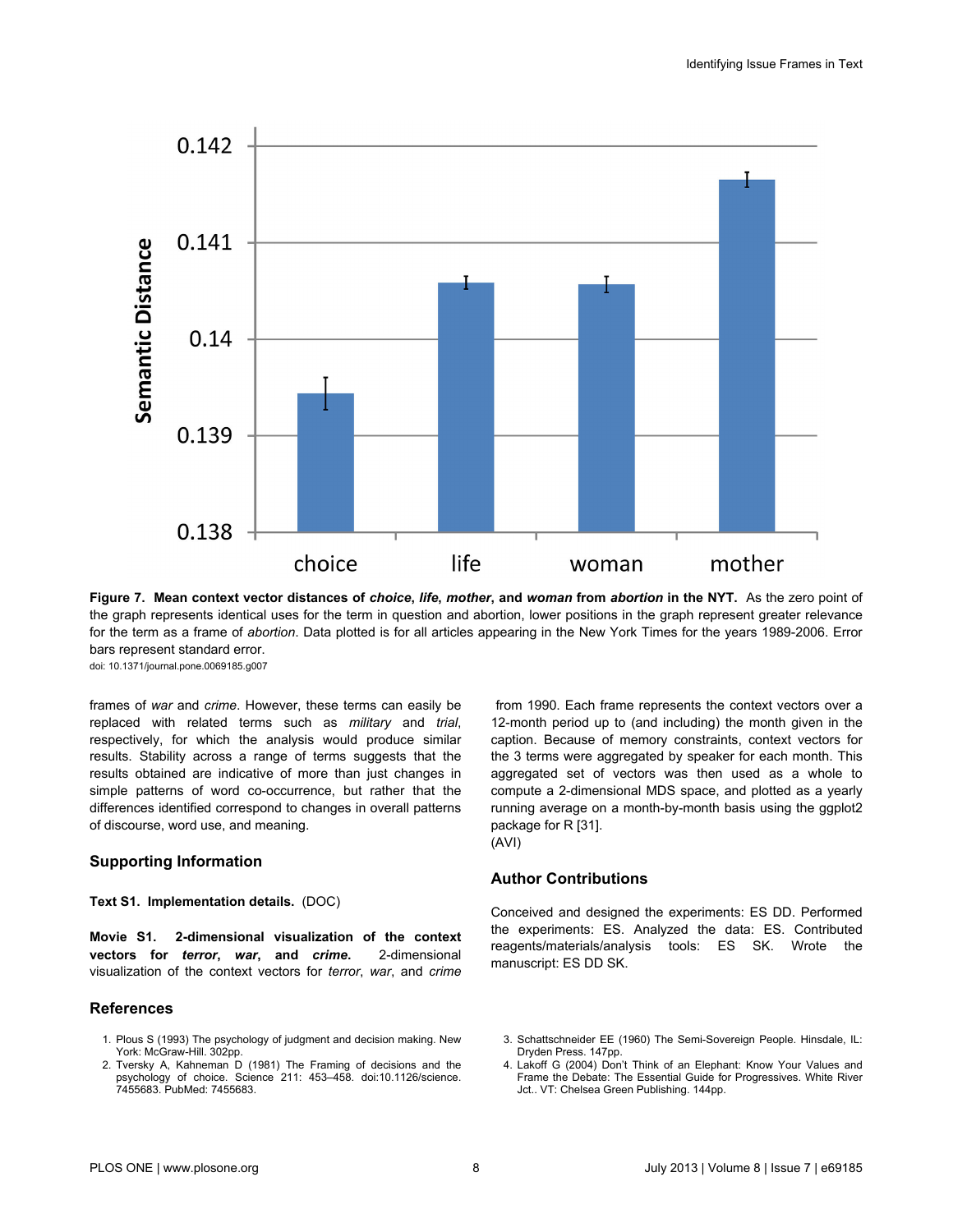**Figure 7. Mean context vector distances of *choice*, *life*, *mother*, and *woman* from *abortion* in the NYT.** As the zero point of the graph represents identical uses for the term in question and abortion, lower positions in the graph represent greater relevance for the term as a frame of *abortion*. Data plotted is for all articles appearing in the New York Times for the years 1989-2006. Error bars represent standard error.

doi: 10.1371/journal.pone.0069185.g007

frames of *war* and *crime*. However, these terms can easily be replaced with related terms such as *military* and *trial*, respectively, for which the analysis would produce similar results. Stability across a range of terms suggests that the results obtained are indicative of more than just changes in simple patterns of word co-occurrence, but rather that the differences identified correspond to changes in overall patterns of discourse, word use, and meaning.

## Supporting Information

**Text S1. Implementation details.** (DOC)

**Movie S1. 2-dimensional visualization of the context vectors for *terror*, *war*, and *crime*.** 2-dimensional visualization of the context vectors for *terror*, *war*, and *crime* from 1990. Each frame represents the context vectors over a 12-month period up to (and including) the month given in the caption. Because of memory constraints, context vectors for the 3 terms were aggregated by speaker for each month. This aggregated set of vectors was then used as a whole to compute a 2-dimensional MDS space, and plotted as a yearly running average on a month-by-month basis using the ggplot2 package for R [31].
(AVI)

## Author Contributions

Conceived and designed the experiments: ES DD. Performed the experiments: ES. Analyzed the data: ES. Contributed reagents/materials/analysis tools: ES SK. Wrote the manuscript: ES DD SK.

## References

1. Plous S (1993) The psychology of judgment and decision making. New York: McGraw-Hill. 302pp.
2. Tversky A, Kahneman D (1981) The Framing of decisions and the psychology of choice. Science 211: 453–458. doi:10.1126/science.7455683. PubMed: 7455683.
3. Schattschneider EE (1960) The Semi-Sovereign People. Hinsdale, IL: Dryden Press. 147pp.
4. Lakoff G (2004) Don't Think of an Elephant: Know Your Values and Frame the Debate: The Essential Guide for Progressives. White River Jct.. VT: Chelsea Green Publishing. 144pp.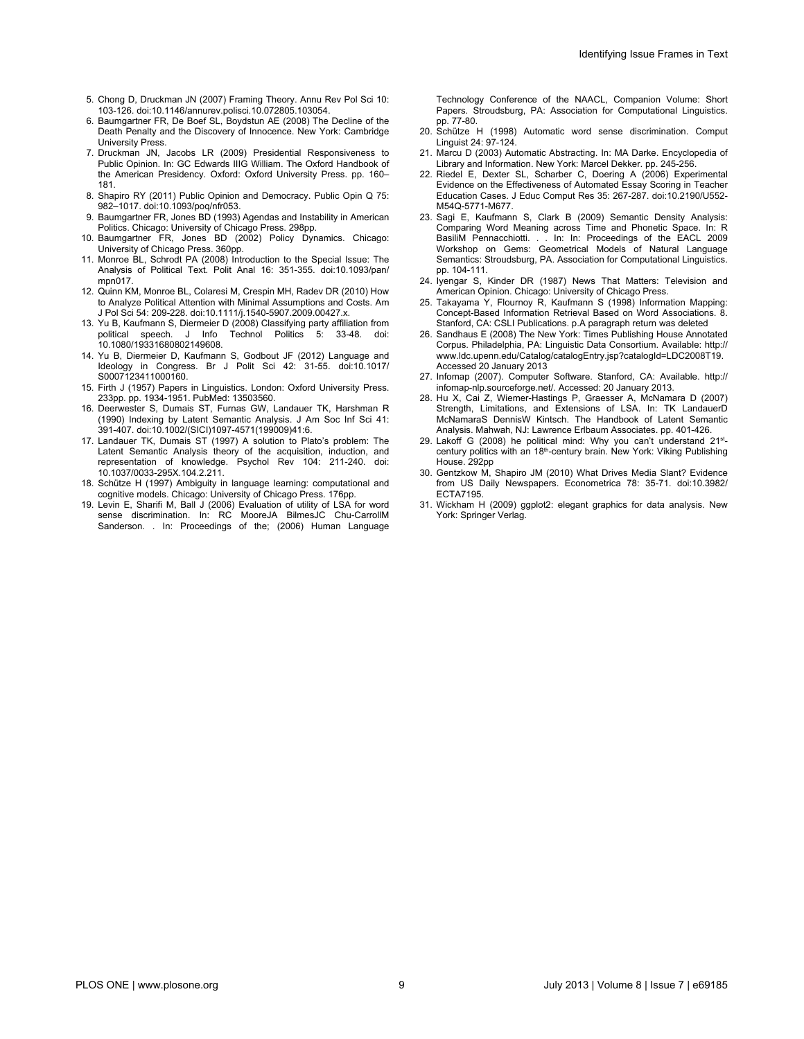5. Chong D, Druckman JN (2007) Framing Theory. Annu Rev Pol Sci 10: 103-126. doi:10.1146/annurev.polisci.10.072805.103054.
6. Baumgartner FR, De Boef SL, Boydstun AE (2008) The Decline of the Death Penalty and the Discovery of Innocence. New York: Cambridge University Press.
7. Druckman JN, Jacobs LR (2009) Presidential Responsiveness to Public Opinion. In: GC Edwards IIIG William. The Oxford Handbook of the American Presidency. Oxford: Oxford University Press. pp. 160–181.
8. Shapiro RY (2011) Public Opinion and Democracy. Public Opin Q 75: 982–1017. doi:10.1093/poq/nfr053.
9. Baumgartner FR, Jones BD (1993) Agendas and Instability in American Politics. Chicago: University of Chicago Press. 298pp.
10. Baumgartner FR, Jones BD (2002) Policy Dynamics. Chicago: University of Chicago Press. 360pp.
11. Monroe BL, Schrodt PA (2008) Introduction to the Special Issue: The Analysis of Political Text. Polit Anal 16: 351-355. doi:10.1093/pan/mpn017.
12. Quinn KM, Monroe BL, Colaresi M, Crespin MH, Radev DR (2010) How to Analyze Political Attention with Minimal Assumptions and Costs. Am J Pol Sci 54: 209-228. doi:10.1111/j.1540-5907.2009.00427.x.
13. Yu B, Kaufmann S, Diermeier D (2008) Classifying party affiliation from political speech. J Info Technol Politics 5: 33-48. doi: 10.1080/19331680802149608.
14. Yu B, Diermeier D, Kaufmann S, Godbout JF (2012) Language and Ideology in Congress. Br J Polit Sci 42: 31-55. doi:10.1017/S0007123411000160.
15. Firth J (1957) Papers in Linguistics. London: Oxford University Press. 233pp. pp. 1934-1951. PubMed: 13503560.
16. Deerwester S, Dumais ST, Furnas GW, Landauer TK, Harshman R (1990) Indexing by Latent Semantic Analysis. J Am Soc Inf Sci 41: 391-407. doi:10.1002/(SICI)1097-4571(199009)41:6.
17. Landauer TK, Dumais ST (1997) A solution to Plato's problem: The Latent Semantic Analysis theory of the acquisition, induction, and representation of knowledge. Psychol Rev 104: 211-240. doi: 10.1037/0033-295X.104.2.211.
18. Schütze H (1997) Ambiguity in language learning: computational and cognitive models. Chicago: University of Chicago Press. 176pp.
19. Levin E, Sharifi M, Ball J (2006) Evaluation of utility of LSA for word sense discrimination. In: RC MooreJA BilmesJC Chu-CarrollM Sanderson. . In: Proceedings of the; (2006) Human Language Technology Conference of the NAACL, Companion Volume: Short Papers. Stroudsburg, PA: Association for Computational Linguistics. pp. 77-80.
20. Schütze H (1998) Automatic word sense discrimination. Comput Linguist 24: 97-124.
21. Marcu D (2003) Automatic Abstracting. In: MA Darke. Encyclopedia of Library and Information. New York: Marcel Dekker. pp. 245-256.
22. Riedel E, Dexter SL, Scharber C, Doering A (2006) Experimental Evidence on the Effectiveness of Automated Essay Scoring in Teacher Education Cases. J Educ Comput Res 35: 267-287. doi:10.2190/U552-M54Q-5771-M677.
23. Sagi E, Kaufmann S, Clark B (2009) Semantic Density Analysis: Comparing Word Meaning across Time and Phonetic Space. In: R BasiliM Pennacchiotti. . . In: In: Proceedings of the EACL 2009 Workshop on Gems: Geometrical Models of Natural Language Semantics: Stroudsburg, PA. Association for Computational Linguistics. pp. 104-111.
24. Iyengar S, Kinder DR (1987) News That Matters: Television and American Opinion. Chicago: University of Chicago Press.
25. Takayama Y, Flournoy R, Kaufmann S (1998) Information Mapping: Concept-Based Information Retrieval Based on Word Associations. 8. Stanford, CA: CSLI Publications. p.A paragraph return was deleted
26. Sandhaus E (2008) The New York: Times Publishing House Annotated Corpus. Philadelphia, PA: Linguistic Data Consortium. Available: http://www.ldc.upenn.edu/Catalog/catalogEntry.jsp?catalogId=LDC2008T19. Accessed 20 January 2013
27. Infomap (2007). Computer Software. Stanford, CA: Available. http://infomap-nlp.sourceforge.net/. Accessed: 20 January 2013.
28. Hu X, Cai Z, Wiemer-Hastings P, Graesser A, McNamara D (2007) Strength, Limitations, and Extensions of LSA. In: TK LandauerD McNamaraS DennisW Kintsch. The Handbook of Latent Semantic Analysis. Mahwah, NJ: Lawrence Erlbaum Associates. pp. 401-426.
29. Lakoff G (2008) he political mind: Why you can't understand 21st-century politics with an 18th-century brain. New York: Viking Publishing House. 292pp
30. Gentzkow M, Shapiro JM (2010) What Drives Media Slant? Evidence from US Daily Newspapers. Econometrica 78: 35-71. doi:10.3982/ECTA7195.
31. Wickham H (2009) ggplot2: elegant graphics for data analysis. New York: Springer Verlag.